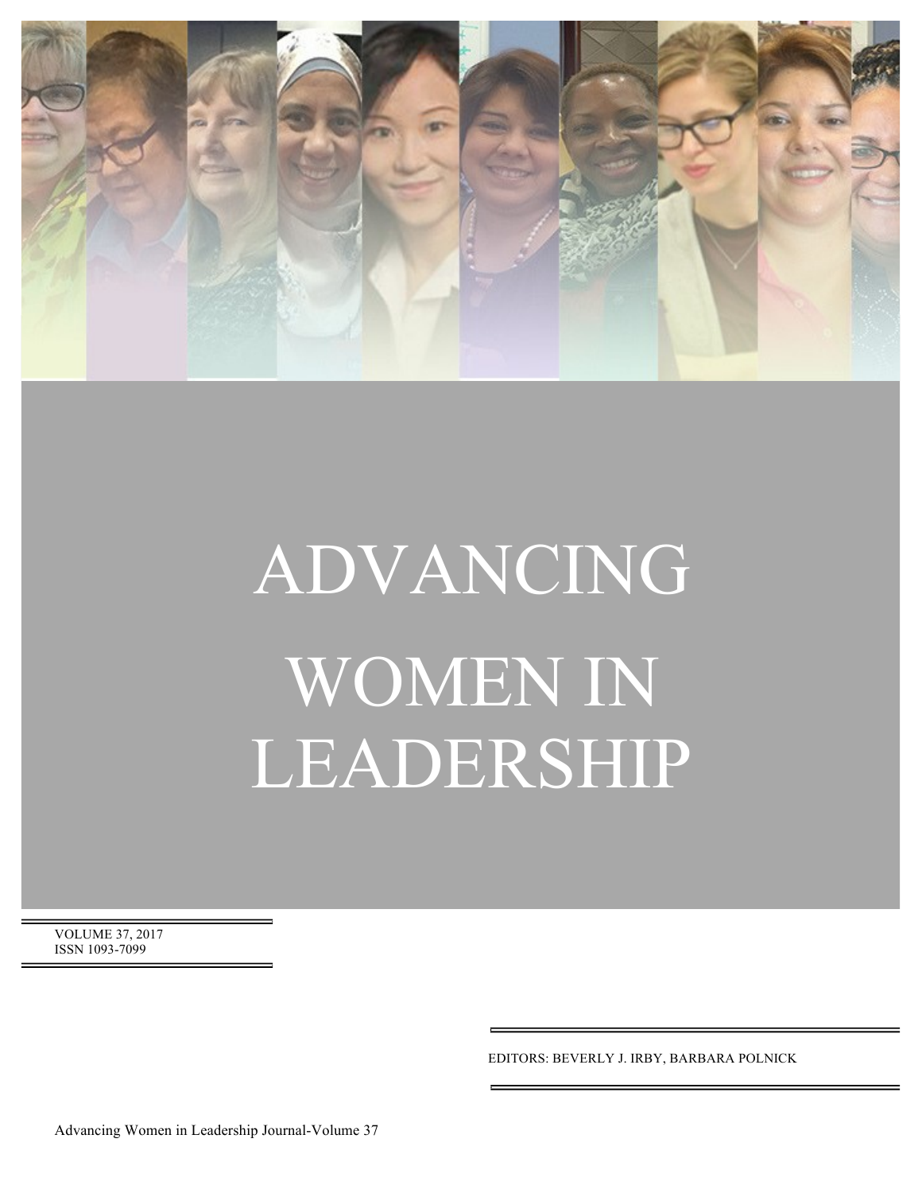# ADVANCING WOMEN IN LEADERSHIP

VOLUME 37, 2017
ISSN 1093-7099

EDITORS: BEVERLY J. IRBY, BARBARA POLNICK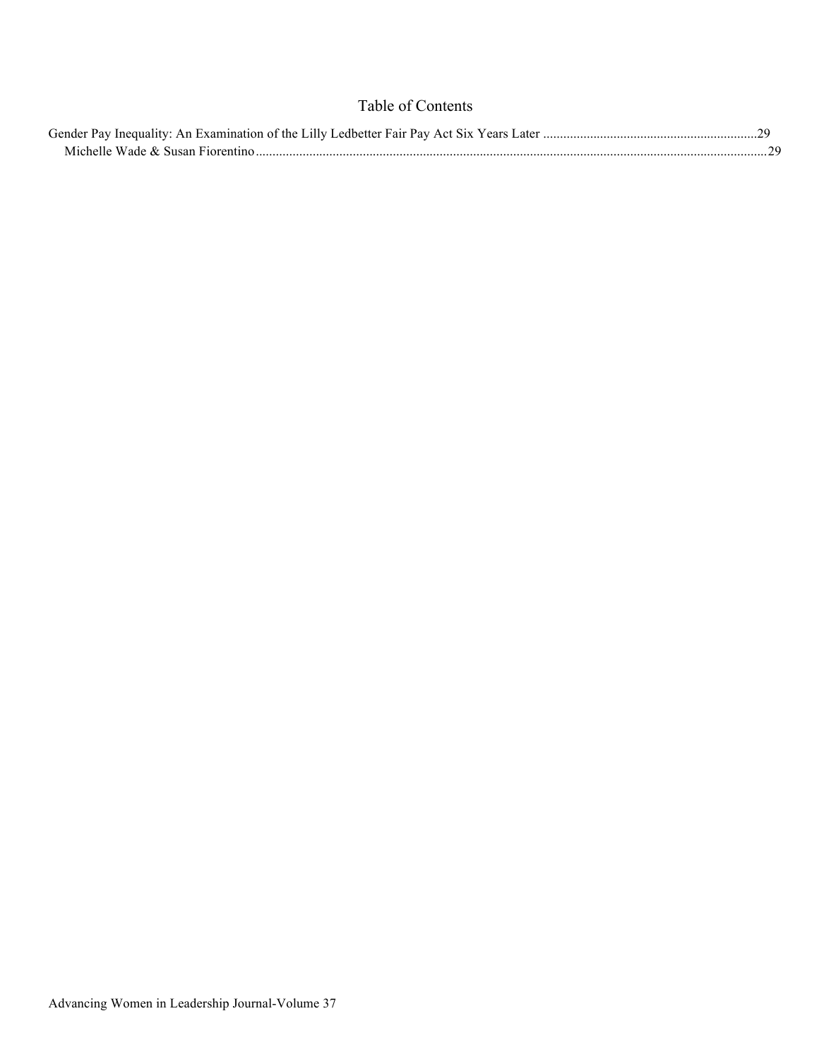# Table of Contents

Gender Pay Inequality: An Examination of the Lilly Ledbetter Fair Pay Act Six Years Later ............................................................29

Michelle Wade & Susan Fiorentino ............................................................................................................................................29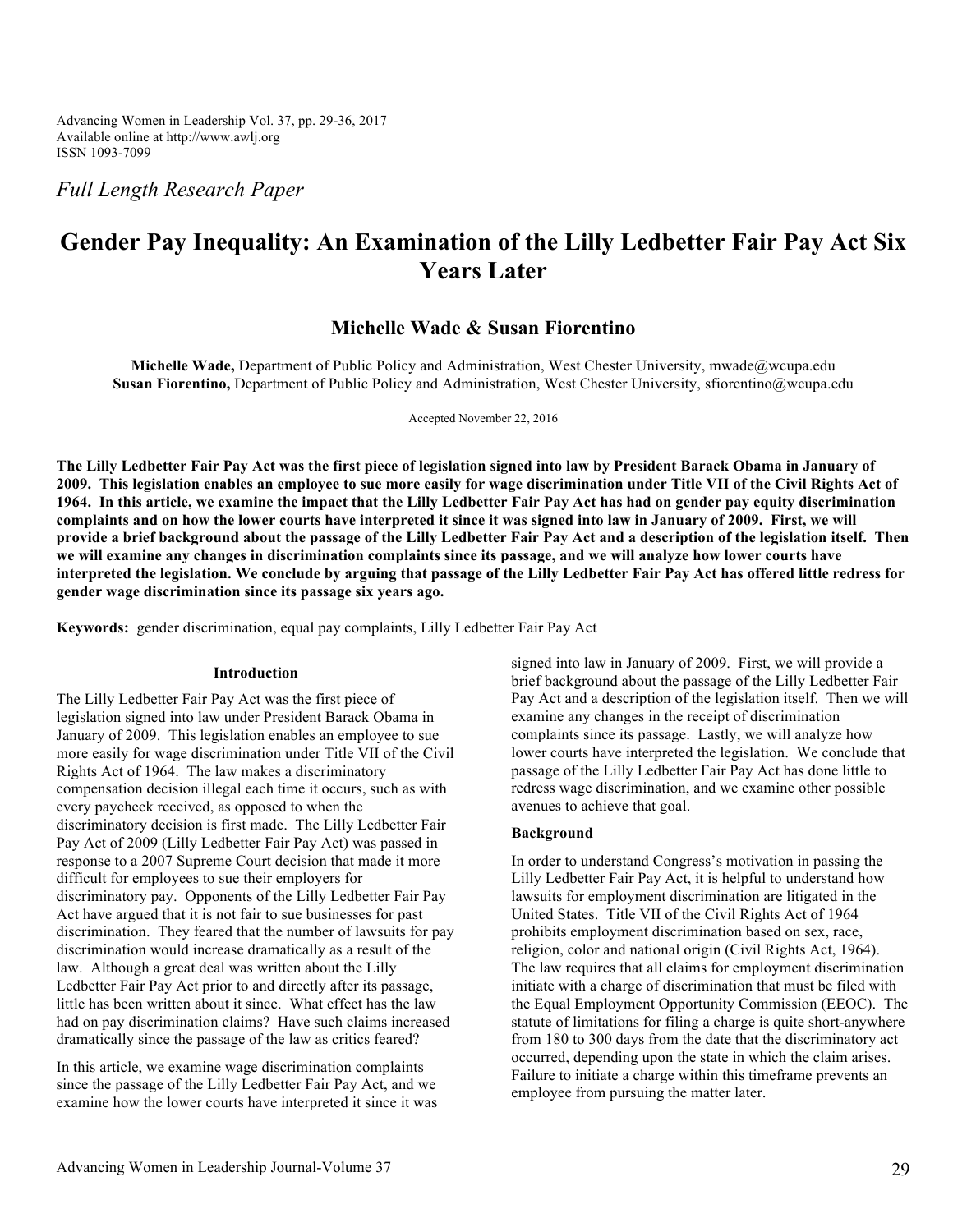*Full Length Research Paper*

# Gender Pay Inequality: An Examination of the Lilly Ledbetter Fair Pay Act Six Years Later

## Michelle Wade & Susan Fiorentino

**Michelle Wade,** Department of Public Policy and Administration, West Chester University, mwade@wcupa.edu
**Susan Fiorentino,** Department of Public Policy and Administration, West Chester University, sfiorentino@wcupa.edu

Accepted November 22, 2016

**The Lilly Ledbetter Fair Pay Act was the first piece of legislation signed into law by President Barack Obama in January of 2009. This legislation enables an employee to sue more easily for wage discrimination under Title VII of the Civil Rights Act of 1964. In this article, we examine the impact that the Lilly Ledbetter Fair Pay Act has had on gender pay equity discrimination complaints and on how the lower courts have interpreted it since it was signed into law in January of 2009. First, we will provide a brief background about the passage of the Lilly Ledbetter Fair Pay Act and a description of the legislation itself. Then we will examine any changes in discrimination complaints since its passage, and we will analyze how lower courts have interpreted the legislation. We conclude by arguing that passage of the Lilly Ledbetter Fair Pay Act has offered little redress for gender wage discrimination since its passage six years ago.**

**Keywords:** gender discrimination, equal pay complaints, Lilly Ledbetter Fair Pay Act

### Introduction

The Lilly Ledbetter Fair Pay Act was the first piece of legislation signed into law under President Barack Obama in January of 2009. This legislation enables an employee to sue more easily for wage discrimination under Title VII of the Civil Rights Act of 1964. The law makes a discriminatory compensation decision illegal each time it occurs, such as with every paycheck received, as opposed to when the discriminatory decision is first made. The Lilly Ledbetter Fair Pay Act of 2009 (Lilly Ledbetter Fair Pay Act) was passed in response to a 2007 Supreme Court decision that made it more difficult for employees to sue their employers for discriminatory pay. Opponents of the Lilly Ledbetter Fair Pay Act have argued that it is not fair to sue businesses for past discrimination. They feared that the number of lawsuits for pay discrimination would increase dramatically as a result of the law. Although a great deal was written about the Lilly Ledbetter Fair Pay Act prior to and directly after its passage, little has been written about it since. What effect has the law had on pay discrimination claims? Have such claims increased dramatically since the passage of the law as critics feared?

In this article, we examine wage discrimination complaints since the passage of the Lilly Ledbetter Fair Pay Act, and we examine how the lower courts have interpreted it since it was signed into law in January of 2009. First, we will provide a brief background about the passage of the Lilly Ledbetter Fair Pay Act and a description of the legislation itself. Then we will examine any changes in the receipt of discrimination complaints since its passage. Lastly, we will analyze how lower courts have interpreted the legislation. We conclude that passage of the Lilly Ledbetter Fair Pay Act has done little to redress wage discrimination, and we examine other possible avenues to achieve that goal.

### Background

In order to understand Congress's motivation in passing the Lilly Ledbetter Fair Pay Act, it is helpful to understand how lawsuits for employment discrimination are litigated in the United States. Title VII of the Civil Rights Act of 1964 prohibits employment discrimination based on sex, race, religion, color and national origin (Civil Rights Act, 1964). The law requires that all claims for employment discrimination initiate with a charge of discrimination that must be filed with the Equal Employment Opportunity Commission (EEOC). The statute of limitations for filing a charge is quite short-anywhere from 180 to 300 days from the date that the discriminatory act occurred, depending upon the state in which the claim arises. Failure to initiate a charge within this timeframe prevents an employee from pursuing the matter later.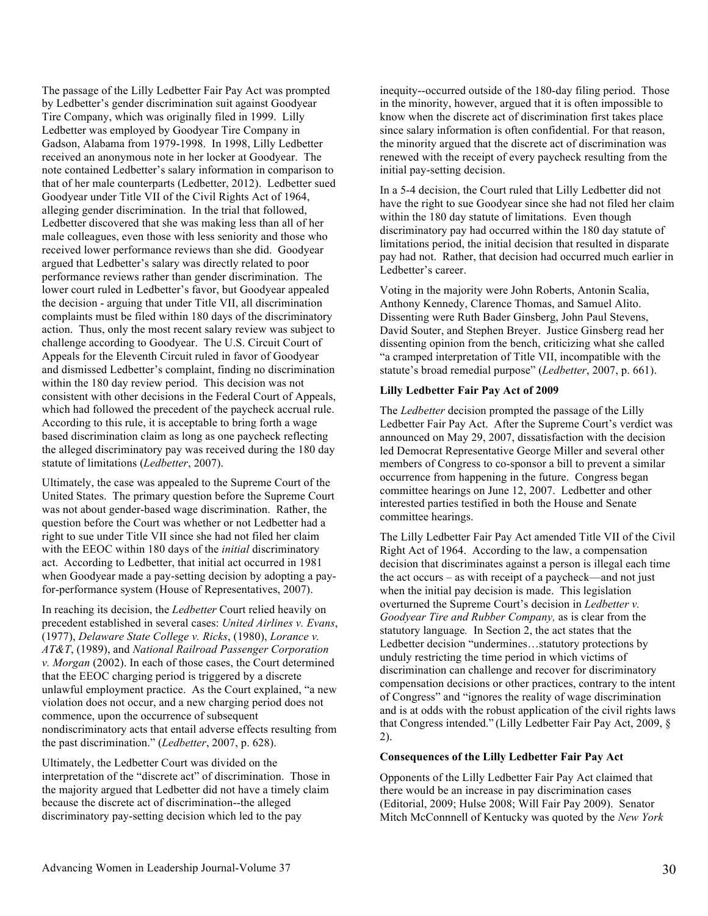The passage of the Lilly Ledbetter Fair Pay Act was prompted by Ledbetter's gender discrimination suit against Goodyear Tire Company, which was originally filed in 1999. Lilly Ledbetter was employed by Goodyear Tire Company in Gadson, Alabama from 1979-1998. In 1998, Lilly Ledbetter received an anonymous note in her locker at Goodyear. The note contained Ledbetter's salary information in comparison to that of her male counterparts (Ledbetter, 2012). Ledbetter sued Goodyear under Title VII of the Civil Rights Act of 1964, alleging gender discrimination. In the trial that followed, Ledbetter discovered that she was making less than all of her male colleagues, even those with less seniority and those who received lower performance reviews than she did. Goodyear argued that Ledbetter's salary was directly related to poor performance reviews rather than gender discrimination. The lower court ruled in Ledbetter's favor, but Goodyear appealed the decision - arguing that under Title VII, all discrimination complaints must be filed within 180 days of the discriminatory action. Thus, only the most recent salary review was subject to challenge according to Goodyear. The U.S. Circuit Court of Appeals for the Eleventh Circuit ruled in favor of Goodyear and dismissed Ledbetter's complaint, finding no discrimination within the 180 day review period. This decision was not consistent with other decisions in the Federal Court of Appeals, which had followed the precedent of the paycheck accrual rule. According to this rule, it is acceptable to bring forth a wage based discrimination claim as long as one paycheck reflecting the alleged discriminatory pay was received during the 180 day statute of limitations (*Ledbetter*, 2007).

Ultimately, the case was appealed to the Supreme Court of the United States. The primary question before the Supreme Court was not about gender-based wage discrimination. Rather, the question before the Court was whether or not Ledbetter had a right to sue under Title VII since she had not filed her claim with the EEOC within 180 days of the *initial* discriminatory act. According to Ledbetter, that initial act occurred in 1981 when Goodyear made a pay-setting decision by adopting a pay-for-performance system (House of Representatives, 2007).

In reaching its decision, the *Ledbetter* Court relied heavily on precedent established in several cases: *United Airlines v. Evans*, (1977), *Delaware State College v. Ricks*, (1980), *Lorance v. AT&T*, (1989), and *National Railroad Passenger Corporation v. Morgan* (2002). In each of those cases, the Court determined that the EEOC charging period is triggered by a discrete unlawful employment practice. As the Court explained, "a new violation does not occur, and a new charging period does not commence, upon the occurrence of subsequent nondiscriminatory acts that entail adverse effects resulting from the past discrimination." (*Ledbetter*, 2007, p. 628).

Ultimately, the Ledbetter Court was divided on the interpretation of the "discrete act" of discrimination. Those in the majority argued that Ledbetter did not have a timely claim because the discrete act of discrimination--the alleged discriminatory pay-setting decision which led to the pay inequity--occurred outside of the 180-day filing period. Those in the minority, however, argued that it is often impossible to know when the discrete act of discrimination first takes place since salary information is often confidential. For that reason, the minority argued that the discrete act of discrimination was renewed with the receipt of every paycheck resulting from the initial pay-setting decision.

In a 5-4 decision, the Court ruled that Lilly Ledbetter did not have the right to sue Goodyear since she had not filed her claim within the 180 day statute of limitations. Even though discriminatory pay had occurred within the 180 day statute of limitations period, the initial decision that resulted in disparate pay had not. Rather, that decision had occurred much earlier in Ledbetter's career.

Voting in the majority were John Roberts, Antonin Scalia, Anthony Kennedy, Clarence Thomas, and Samuel Alito. Dissenting were Ruth Bader Ginsberg, John Paul Stevens, David Souter, and Stephen Breyer. Justice Ginsberg read her dissenting opinion from the bench, criticizing what she called "a cramped interpretation of Title VII, incompatible with the statute's broad remedial purpose" (*Ledbetter*, 2007, p. 661).

**Lilly Ledbetter Fair Pay Act of 2009**

The *Ledbetter* decision prompted the passage of the Lilly Ledbetter Fair Pay Act. After the Supreme Court's verdict was announced on May 29, 2007, dissatisfaction with the decision led Democrat Representative George Miller and several other members of Congress to co-sponsor a bill to prevent a similar occurrence from happening in the future. Congress began committee hearings on June 12, 2007. Ledbetter and other interested parties testified in both the House and Senate committee hearings.

The Lilly Ledbetter Fair Pay Act amended Title VII of the Civil Right Act of 1964. According to the law, a compensation decision that discriminates against a person is illegal each time the act occurs – as with receipt of a paycheck—and not just when the initial pay decision is made. This legislation overturned the Supreme Court's decision in *Ledbetter v. Goodyear Tire and Rubber Company,* as is clear from the statutory language*.* In Section 2, the act states that the Ledbetter decision "undermines…statutory protections by unduly restricting the time period in which victims of discrimination can challenge and recover for discriminatory compensation decisions or other practices, contrary to the intent of Congress" and "ignores the reality of wage discrimination and is at odds with the robust application of the civil rights laws that Congress intended." (Lilly Ledbetter Fair Pay Act, 2009, § 2).

**Consequences of the Lilly Ledbetter Fair Pay Act**

Opponents of the Lilly Ledbetter Fair Pay Act claimed that there would be an increase in pay discrimination cases (Editorial, 2009; Hulse 2008; Will Fair Pay 2009). Senator Mitch McConnnell of Kentucky was quoted by the *New York*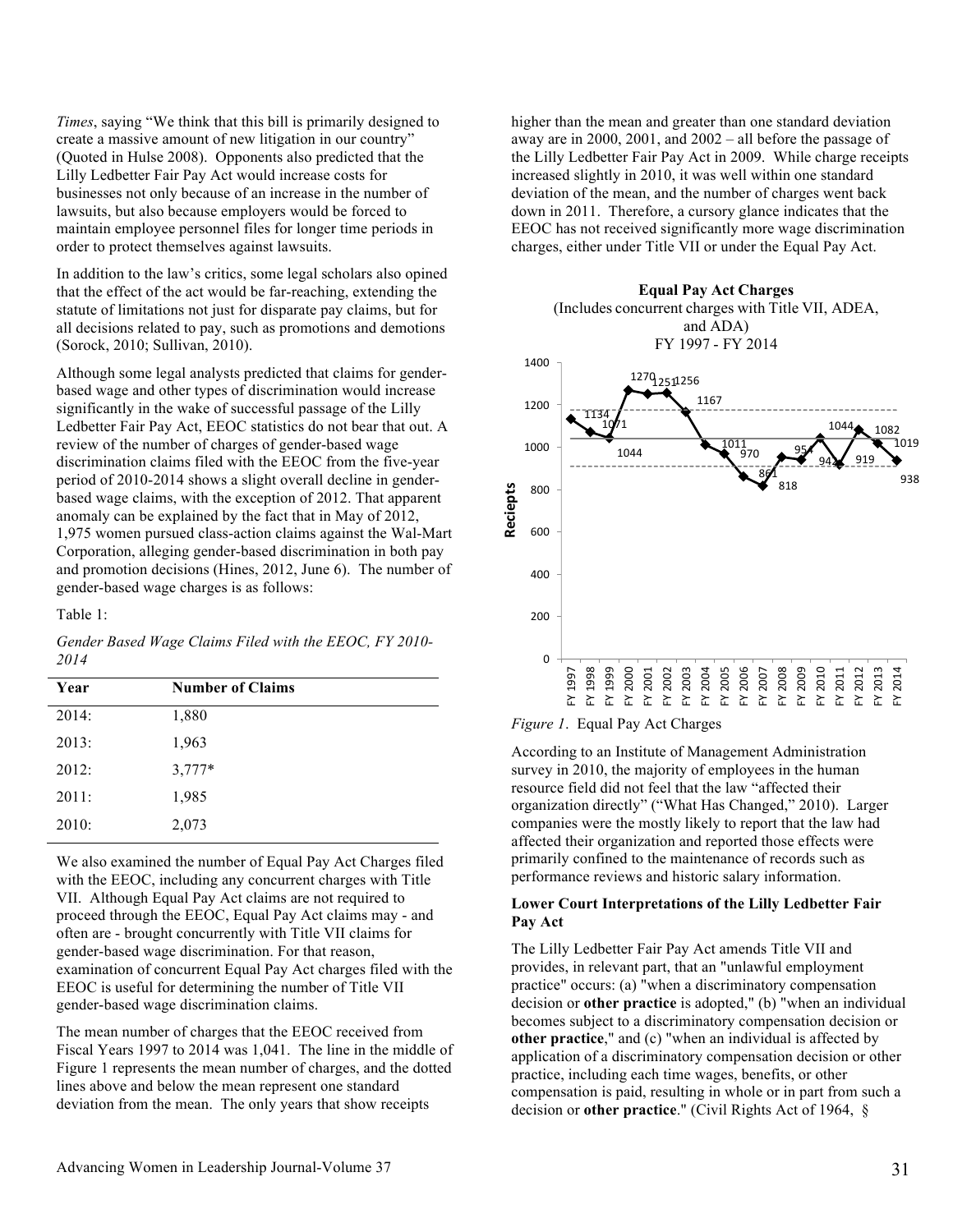*Times*, saying "We think that this bill is primarily designed to create a massive amount of new litigation in our country" (Quoted in Hulse 2008). Opponents also predicted that the Lilly Ledbetter Fair Pay Act would increase costs for businesses not only because of an increase in the number of lawsuits, but also because employers would be forced to maintain employee personnel files for longer time periods in order to protect themselves against lawsuits.

In addition to the law's critics, some legal scholars also opined that the effect of the act would be far-reaching, extending the statute of limitations not just for disparate pay claims, but for all decisions related to pay, such as promotions and demotions (Sorock, 2010; Sullivan, 2010).

Although some legal analysts predicted that claims for gender-based wage and other types of discrimination would increase significantly in the wake of successful passage of the Lilly Ledbetter Fair Pay Act, EEOC statistics do not bear that out. A review of the number of charges of gender-based wage discrimination claims filed with the EEOC from the five-year period of 2010-2014 shows a slight overall decline in gender-based wage claims, with the exception of 2012. That apparent anomaly can be explained by the fact that in May of 2012, 1,975 women pursued class-action claims against the Wal-Mart Corporation, alleging gender-based discrimination in both pay and promotion decisions (Hines, 2012, June 6). The number of gender-based wage charges is as follows:

Table 1:

*Gender Based Wage Claims Filed with the EEOC, FY 2010-2014*

| Year | Number of Claims |
|---|---|
| 2014: | 1,880 |
| 2013: | 1,963 |
| 2012: | 3,777* |
| 2011: | 1,985 |
| 2010: | 2,073 |

We also examined the number of Equal Pay Act Charges filed with the EEOC, including any concurrent charges with Title VII. Although Equal Pay Act claims are not required to proceed through the EEOC, Equal Pay Act claims may - and often are - brought concurrently with Title VII claims for gender-based wage discrimination. For that reason, examination of concurrent Equal Pay Act charges filed with the EEOC is useful for determining the number of Title VII gender-based wage discrimination claims.

The mean number of charges that the EEOC received from Fiscal Years 1997 to 2014 was 1,041. The line in the middle of Figure 1 represents the mean number of charges, and the dotted lines above and below the mean represent one standard deviation from the mean. The only years that show receipts higher than the mean and greater than one standard deviation away are in 2000, 2001, and 2002 – all before the passage of the Lilly Ledbetter Fair Pay Act in 2009. While charge receipts increased slightly in 2010, it was well within one standard deviation of the mean, and the number of charges went back down in 2011. Therefore, a cursory glance indicates that the EEOC has not received significantly more wage discrimination charges, either under Title VII or under the Equal Pay Act.

**Equal Pay Act Charges**
(Includes concurrent charges with Title VII, ADEA, and ADA)
FY 1997 - FY 2014

| Fiscal Year | Receipts |
|---|---|
| FY 1997 | 1134 |
| FY 1998 | 1071 |
| FY 1999 | 1044 |
| FY 2000 | 1270 |
| FY 2001 | 1251 |
| FY 2002 | 1256 |
| FY 2003 | 1167 |
| FY 2004 | 1011 |
| FY 2005 | 970 |
| FY 2006 | 861 |
| FY 2007 | 818 |
| FY 2008 | 954 |
| FY 2009 | 942 |
| FY 2010 | 1044 |
| FY 2011 | 919 |
| FY 2012 | 1082 |
| FY 2013 | 1019 |
| FY 2014 | 938 |

*Figure 1*. Equal Pay Act Charges

According to an Institute of Management Administration survey in 2010, the majority of employees in the human resource field did not feel that the law "affected their organization directly" ("What Has Changed," 2010). Larger companies were the mostly likely to report that the law had affected their organization and reported those effects were primarily confined to the maintenance of records such as performance reviews and historic salary information.

**Lower Court Interpretations of the Lilly Ledbetter Fair Pay Act**

The Lilly Ledbetter Fair Pay Act amends Title VII and provides, in relevant part, that an "unlawful employment practice" occurs: (a) "when a discriminatory compensation decision or **other practice** is adopted," (b) "when an individual becomes subject to a discriminatory compensation decision or **other practice**," and (c) "when an individual is affected by application of a discriminatory compensation decision or other practice, including each time wages, benefits, or other compensation is paid, resulting in whole or in part from such a decision or **other practice**." (Civil Rights Act of 1964, §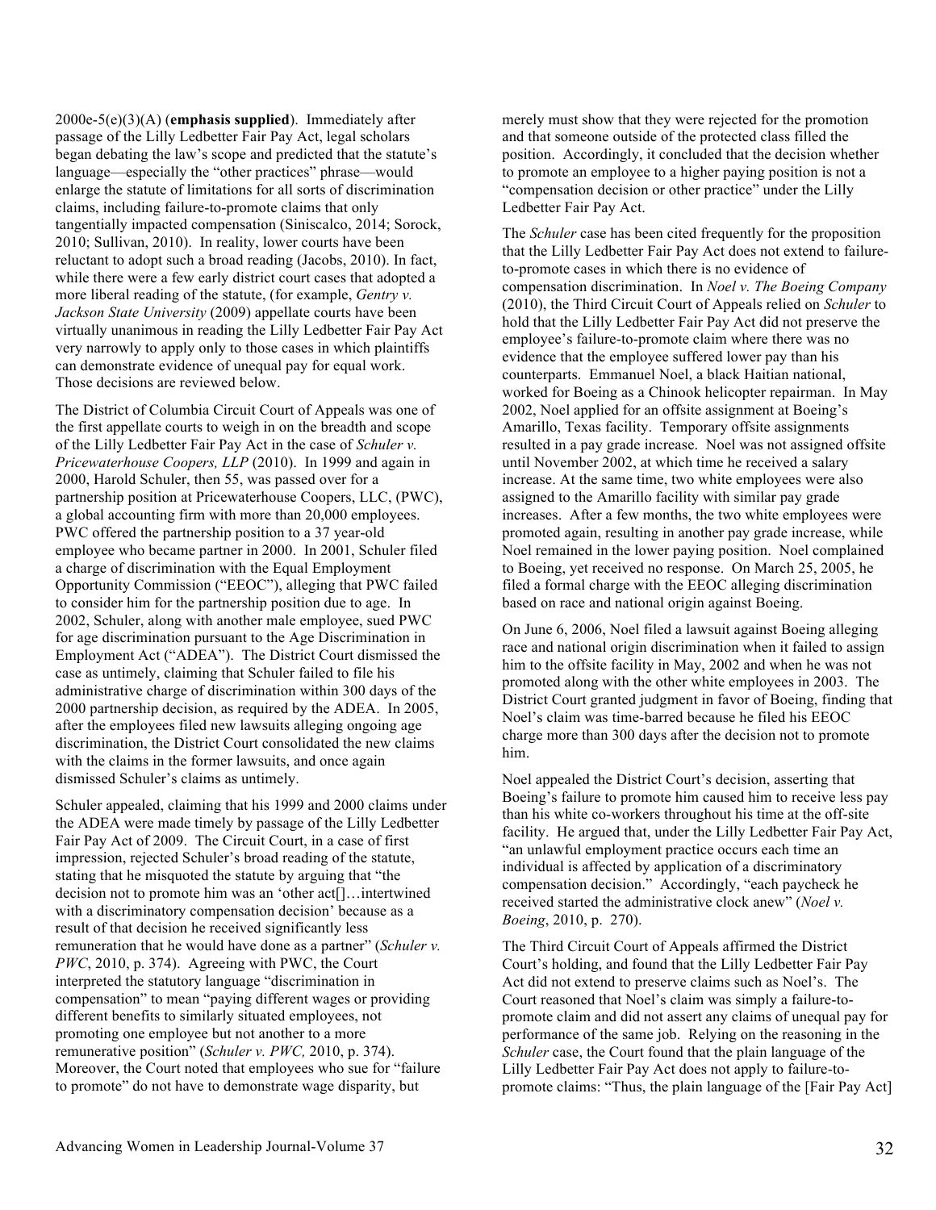2000e-5(e)(3)(A) (**emphasis supplied**). Immediately after passage of the Lilly Ledbetter Fair Pay Act, legal scholars began debating the law's scope and predicted that the statute's language—especially the "other practices" phrase—would enlarge the statute of limitations for all sorts of discrimination claims, including failure-to-promote claims that only tangentially impacted compensation (Siniscalco, 2014; Sorock, 2010; Sullivan, 2010). In reality, lower courts have been reluctant to adopt such a broad reading (Jacobs, 2010). In fact, while there were a few early district court cases that adopted a more liberal reading of the statute, (for example, *Gentry v. Jackson State University* (2009) appellate courts have been virtually unanimous in reading the Lilly Ledbetter Fair Pay Act very narrowly to apply only to those cases in which plaintiffs can demonstrate evidence of unequal pay for equal work. Those decisions are reviewed below.

The District of Columbia Circuit Court of Appeals was one of the first appellate courts to weigh in on the breadth and scope of the Lilly Ledbetter Fair Pay Act in the case of *Schuler v. Pricewaterhouse Coopers, LLP* (2010). In 1999 and again in 2000, Harold Schuler, then 55, was passed over for a partnership position at Pricewaterhouse Coopers, LLC, (PWC), a global accounting firm with more than 20,000 employees. PWC offered the partnership position to a 37 year-old employee who became partner in 2000. In 2001, Schuler filed a charge of discrimination with the Equal Employment Opportunity Commission ("EEOC"), alleging that PWC failed to consider him for the partnership position due to age. In 2002, Schuler, along with another male employee, sued PWC for age discrimination pursuant to the Age Discrimination in Employment Act ("ADEA"). The District Court dismissed the case as untimely, claiming that Schuler failed to file his administrative charge of discrimination within 300 days of the 2000 partnership decision, as required by the ADEA. In 2005, after the employees filed new lawsuits alleging ongoing age discrimination, the District Court consolidated the new claims with the claims in the former lawsuits, and once again dismissed Schuler's claims as untimely.

Schuler appealed, claiming that his 1999 and 2000 claims under the ADEA were made timely by passage of the Lilly Ledbetter Fair Pay Act of 2009. The Circuit Court, in a case of first impression, rejected Schuler's broad reading of the statute, stating that he misquoted the statute by arguing that "the decision not to promote him was an 'other act[]…intertwined with a discriminatory compensation decision' because as a result of that decision he received significantly less remuneration that he would have done as a partner" (*Schuler v. PWC*, 2010, p. 374). Agreeing with PWC, the Court interpreted the statutory language "discrimination in compensation" to mean "paying different wages or providing different benefits to similarly situated employees, not promoting one employee but not another to a more remunerative position" (*Schuler v. PWC,* 2010, p. 374). Moreover, the Court noted that employees who sue for "failure to promote" do not have to demonstrate wage disparity, but merely must show that they were rejected for the promotion and that someone outside of the protected class filled the position. Accordingly, it concluded that the decision whether to promote an employee to a higher paying position is not a "compensation decision or other practice" under the Lilly Ledbetter Fair Pay Act.

The *Schuler* case has been cited frequently for the proposition that the Lilly Ledbetter Fair Pay Act does not extend to failure-to-promote cases in which there is no evidence of compensation discrimination. In *Noel v. The Boeing Company* (2010), the Third Circuit Court of Appeals relied on *Schuler* to hold that the Lilly Ledbetter Fair Pay Act did not preserve the employee's failure-to-promote claim where there was no evidence that the employee suffered lower pay than his counterparts. Emmanuel Noel, a black Haitian national, worked for Boeing as a Chinook helicopter repairman. In May 2002, Noel applied for an offsite assignment at Boeing's Amarillo, Texas facility. Temporary offsite assignments resulted in a pay grade increase. Noel was not assigned offsite until November 2002, at which time he received a salary increase. At the same time, two white employees were also assigned to the Amarillo facility with similar pay grade increases. After a few months, the two white employees were promoted again, resulting in another pay grade increase, while Noel remained in the lower paying position. Noel complained to Boeing, yet received no response. On March 25, 2005, he filed a formal charge with the EEOC alleging discrimination based on race and national origin against Boeing.

On June 6, 2006, Noel filed a lawsuit against Boeing alleging race and national origin discrimination when it failed to assign him to the offsite facility in May, 2002 and when he was not promoted along with the other white employees in 2003. The District Court granted judgment in favor of Boeing, finding that Noel's claim was time-barred because he filed his EEOC charge more than 300 days after the decision not to promote him.

Noel appealed the District Court's decision, asserting that Boeing's failure to promote him caused him to receive less pay than his white co-workers throughout his time at the off-site facility. He argued that, under the Lilly Ledbetter Fair Pay Act, "an unlawful employment practice occurs each time an individual is affected by application of a discriminatory compensation decision." Accordingly, "each paycheck he received started the administrative clock anew" (*Noel v. Boeing*, 2010, p. 270).

The Third Circuit Court of Appeals affirmed the District Court's holding, and found that the Lilly Ledbetter Fair Pay Act did not extend to preserve claims such as Noel's. The Court reasoned that Noel's claim was simply a failure-to-promote claim and did not assert any claims of unequal pay for performance of the same job. Relying on the reasoning in the *Schuler* case, the Court found that the plain language of the Lilly Ledbetter Fair Pay Act does not apply to failure-to-promote claims: "Thus, the plain language of the [Fair Pay Act]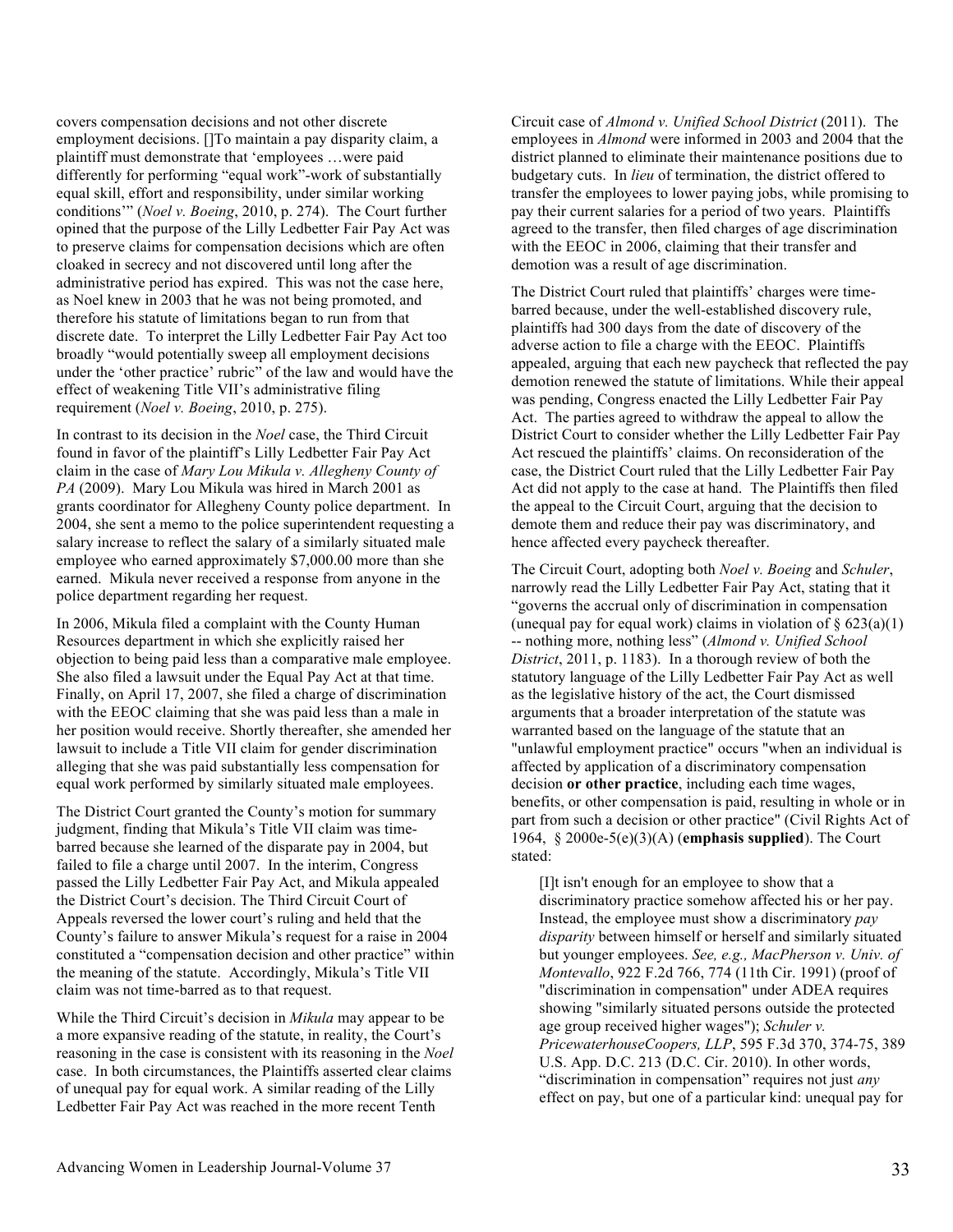covers compensation decisions and not other discrete employment decisions. []To maintain a pay disparity claim, a plaintiff must demonstrate that 'employees …were paid differently for performing "equal work"-work of substantially equal skill, effort and responsibility, under similar working conditions'" (*Noel v. Boeing*, 2010, p. 274). The Court further opined that the purpose of the Lilly Ledbetter Fair Pay Act was to preserve claims for compensation decisions which are often cloaked in secrecy and not discovered until long after the administrative period has expired. This was not the case here, as Noel knew in 2003 that he was not being promoted, and therefore his statute of limitations began to run from that discrete date. To interpret the Lilly Ledbetter Fair Pay Act too broadly "would potentially sweep all employment decisions under the 'other practice' rubric" of the law and would have the effect of weakening Title VII's administrative filing requirement (*Noel v. Boeing*, 2010, p. 275).

In contrast to its decision in the *Noel* case, the Third Circuit found in favor of the plaintiff's Lilly Ledbetter Fair Pay Act claim in the case of *Mary Lou Mikula v. Allegheny County of PA* (2009). Mary Lou Mikula was hired in March 2001 as grants coordinator for Allegheny County police department. In 2004, she sent a memo to the police superintendent requesting a salary increase to reflect the salary of a similarly situated male employee who earned approximately $7,000.00 more than she earned. Mikula never received a response from anyone in the police department regarding her request.

In 2006, Mikula filed a complaint with the County Human Resources department in which she explicitly raised her objection to being paid less than a comparative male employee. She also filed a lawsuit under the Equal Pay Act at that time. Finally, on April 17, 2007, she filed a charge of discrimination with the EEOC claiming that she was paid less than a male in her position would receive. Shortly thereafter, she amended her lawsuit to include a Title VII claim for gender discrimination alleging that she was paid substantially less compensation for equal work performed by similarly situated male employees.

The District Court granted the County's motion for summary judgment, finding that Mikula's Title VII claim was time-barred because she learned of the disparate pay in 2004, but failed to file a charge until 2007. In the interim, Congress passed the Lilly Ledbetter Fair Pay Act, and Mikula appealed the District Court's decision. The Third Circuit Court of Appeals reversed the lower court's ruling and held that the County's failure to answer Mikula's request for a raise in 2004 constituted a "compensation decision and other practice" within the meaning of the statute. Accordingly, Mikula's Title VII claim was not time-barred as to that request.

While the Third Circuit's decision in *Mikula* may appear to be a more expansive reading of the statute, in reality, the Court's reasoning in the case is consistent with its reasoning in the *Noel* case. In both circumstances, the Plaintiffs asserted clear claims of unequal pay for equal work. A similar reading of the Lilly Ledbetter Fair Pay Act was reached in the more recent Tenth Circuit case of *Almond v. Unified School District* (2011). The employees in *Almond* were informed in 2003 and 2004 that the district planned to eliminate their maintenance positions due to budgetary cuts. In *lieu* of termination, the district offered to transfer the employees to lower paying jobs, while promising to pay their current salaries for a period of two years. Plaintiffs agreed to the transfer, then filed charges of age discrimination with the EEOC in 2006, claiming that their transfer and demotion was a result of age discrimination.

The District Court ruled that plaintiffs' charges were time-barred because, under the well-established discovery rule, plaintiffs had 300 days from the date of discovery of the adverse action to file a charge with the EEOC. Plaintiffs appealed, arguing that each new paycheck that reflected the pay demotion renewed the statute of limitations. While their appeal was pending, Congress enacted the Lilly Ledbetter Fair Pay Act. The parties agreed to withdraw the appeal to allow the District Court to consider whether the Lilly Ledbetter Fair Pay Act rescued the plaintiffs' claims. On reconsideration of the case, the District Court ruled that the Lilly Ledbetter Fair Pay Act did not apply to the case at hand. The Plaintiffs then filed the appeal to the Circuit Court, arguing that the decision to demote them and reduce their pay was discriminatory, and hence affected every paycheck thereafter.

The Circuit Court, adopting both *Noel v. Boeing* and *Schuler*, narrowly read the Lilly Ledbetter Fair Pay Act, stating that it "governs the accrual only of discrimination in compensation (unequal pay for equal work) claims in violation of § 623(a)(1) -- nothing more, nothing less" (*Almond v. Unified School District*, 2011, p. 1183). In a thorough review of both the statutory language of the Lilly Ledbetter Fair Pay Act as well as the legislative history of the act, the Court dismissed arguments that a broader interpretation of the statute was warranted based on the language of the statute that an "unlawful employment practice" occurs "when an individual is affected by application of a discriminatory compensation decision **or other practice**, including each time wages, benefits, or other compensation is paid, resulting in whole or in part from such a decision or other practice" (Civil Rights Act of 1964, § 2000e-5(e)(3)(A) (**emphasis supplied**). The Court stated:

> [I]t isn't enough for an employee to show that a discriminatory practice somehow affected his or her pay. Instead, the employee must show a discriminatory *pay disparity* between himself or herself and similarly situated but younger employees. *See, e.g., MacPherson v. Univ. of Montevallo*, 922 F.2d 766, 774 (11th Cir. 1991) (proof of "discrimination in compensation" under ADEA requires showing "similarly situated persons outside the protected age group received higher wages"); *Schuler v. PricewaterhouseCoopers, LLP*, 595 F.3d 370, 374-75, 389 U.S. App. D.C. 213 (D.C. Cir. 2010). In other words, "discrimination in compensation" requires not just *any* effect on pay, but one of a particular kind: unequal pay for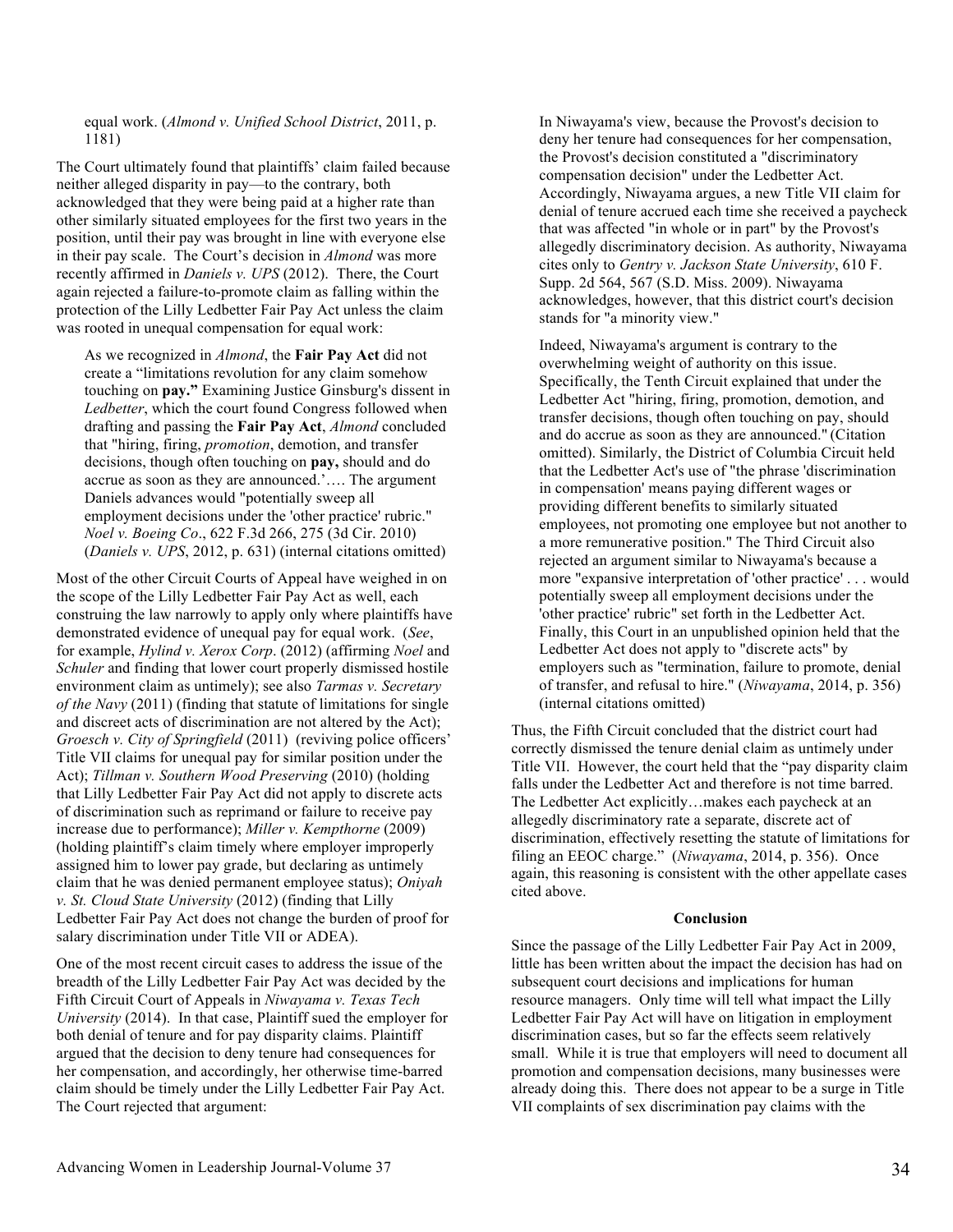> equal work. (*Almond v. Unified School District*, 2011, p. 1181)

The Court ultimately found that plaintiffs' claim failed because neither alleged disparity in pay—to the contrary, both acknowledged that they were being paid at a higher rate than other similarly situated employees for the first two years in the position, until their pay was brought in line with everyone else in their pay scale. The Court's decision in *Almond* was more recently affirmed in *Daniels v. UPS* (2012). There, the Court again rejected a failure-to-promote claim as falling within the protection of the Lilly Ledbetter Fair Pay Act unless the claim was rooted in unequal compensation for equal work:

> As we recognized in *Almond*, the **Fair Pay Act** did not create a "limitations revolution for any claim somehow touching on **pay."** Examining Justice Ginsburg's dissent in *Ledbetter*, which the court found Congress followed when drafting and passing the **Fair Pay Act**, *Almond* concluded that "hiring, firing, *promotion*, demotion, and transfer decisions, though often touching on **pay,** should and do accrue as soon as they are announced.'…. The argument Daniels advances would "potentially sweep all employment decisions under the 'other practice' rubric." *Noel v. Boeing Co*., 622 F.3d 266, 275 (3d Cir. 2010) (*Daniels v. UPS*, 2012, p. 631) (internal citations omitted)

Most of the other Circuit Courts of Appeal have weighed in on the scope of the Lilly Ledbetter Fair Pay Act as well, each construing the law narrowly to apply only where plaintiffs have demonstrated evidence of unequal pay for equal work. (*See*, for example, *Hylind v. Xerox Corp*. (2012) (affirming *Noel* and *Schuler* and finding that lower court properly dismissed hostile environment claim as untimely); see also *Tarmas v. Secretary of the Navy* (2011) (finding that statute of limitations for single and discreet acts of discrimination are not altered by the Act); *Groesch v. City of Springfield* (2011) (reviving police officers' Title VII claims for unequal pay for similar position under the Act); *Tillman v. Southern Wood Preserving* (2010) (holding that Lilly Ledbetter Fair Pay Act did not apply to discrete acts of discrimination such as reprimand or failure to receive pay increase due to performance); *Miller v. Kempthorne* (2009) (holding plaintiff's claim timely where employer improperly assigned him to lower pay grade, but declaring as untimely claim that he was denied permanent employee status); *Oniyah v. St. Cloud State University* (2012) (finding that Lilly Ledbetter Fair Pay Act does not change the burden of proof for salary discrimination under Title VII or ADEA).

One of the most recent circuit cases to address the issue of the breadth of the Lilly Ledbetter Fair Pay Act was decided by the Fifth Circuit Court of Appeals in *Niwayama v. Texas Tech University* (2014). In that case, Plaintiff sued the employer for both denial of tenure and for pay disparity claims. Plaintiff argued that the decision to deny tenure had consequences for her compensation, and accordingly, her otherwise time-barred claim should be timely under the Lilly Ledbetter Fair Pay Act. The Court rejected that argument:

> In Niwayama's view, because the Provost's decision to deny her tenure had consequences for her compensation, the Provost's decision constituted a "discriminatory compensation decision" under the Ledbetter Act. Accordingly, Niwayama argues, a new Title VII claim for denial of tenure accrued each time she received a paycheck that was affected "in whole or in part" by the Provost's allegedly discriminatory decision. As authority, Niwayama cites only to *Gentry v. Jackson State University*, 610 F. Supp. 2d 564, 567 (S.D. Miss. 2009). Niwayama acknowledges, however, that this district court's decision stands for "a minority view."
>
> Indeed, Niwayama's argument is contrary to the overwhelming weight of authority on this issue. Specifically, the Tenth Circuit explained that under the Ledbetter Act "hiring, firing, promotion, demotion, and transfer decisions, though often touching on pay, should and do accrue as soon as they are announced." (Citation omitted). Similarly, the District of Columbia Circuit held that the Ledbetter Act's use of "the phrase 'discrimination in compensation' means paying different wages or providing different benefits to similarly situated employees, not promoting one employee but not another to a more remunerative position." The Third Circuit also rejected an argument similar to Niwayama's because a more "expansive interpretation of 'other practice' . . . would potentially sweep all employment decisions under the 'other practice' rubric" set forth in the Ledbetter Act. Finally, this Court in an unpublished opinion held that the Ledbetter Act does not apply to "discrete acts" by employers such as "termination, failure to promote, denial of transfer, and refusal to hire." (*Niwayama*, 2014, p. 356) (internal citations omitted)

Thus, the Fifth Circuit concluded that the district court had correctly dismissed the tenure denial claim as untimely under Title VII. However, the court held that the "pay disparity claim falls under the Ledbetter Act and therefore is not time barred. The Ledbetter Act explicitly…makes each paycheck at an allegedly discriminatory rate a separate, discrete act of discrimination, effectively resetting the statute of limitations for filing an EEOC charge." (*Niwayama*, 2014, p. 356). Once again, this reasoning is consistent with the other appellate cases cited above.

**Conclusion**

Since the passage of the Lilly Ledbetter Fair Pay Act in 2009, little has been written about the impact the decision has had on subsequent court decisions and implications for human resource managers. Only time will tell what impact the Lilly Ledbetter Fair Pay Act will have on litigation in employment discrimination cases, but so far the effects seem relatively small. While it is true that employers will need to document all promotion and compensation decisions, many businesses were already doing this. There does not appear to be a surge in Title VII complaints of sex discrimination pay claims with the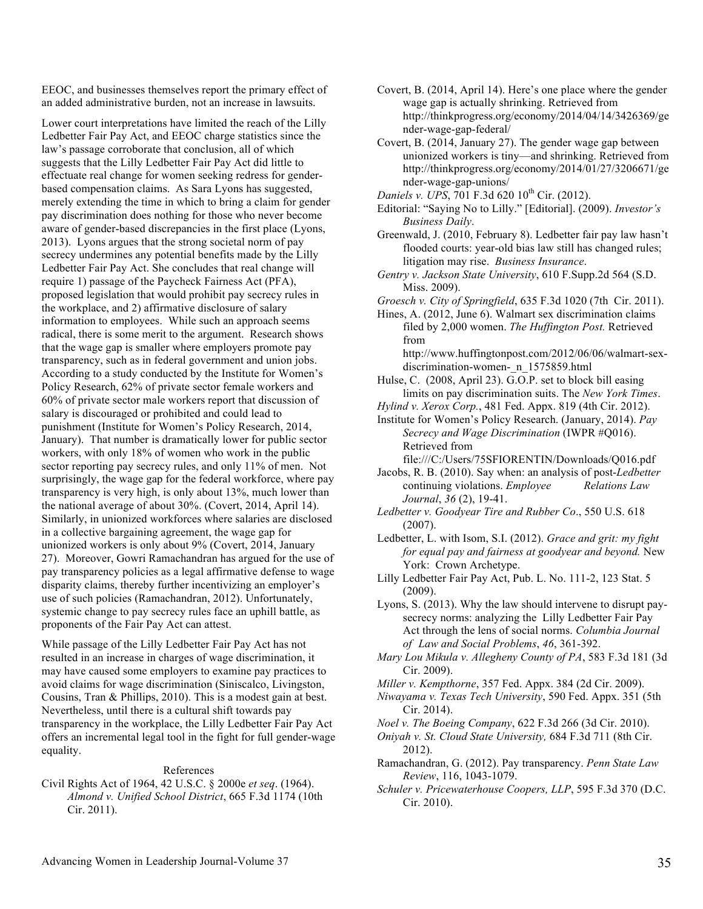EEOC, and businesses themselves report the primary effect of an added administrative burden, not an increase in lawsuits.

Lower court interpretations have limited the reach of the Lilly Ledbetter Fair Pay Act, and EEOC charge statistics since the law's passage corroborate that conclusion, all of which suggests that the Lilly Ledbetter Fair Pay Act did little to effectuate real change for women seeking redress for gender-based compensation claims. As Sara Lyons has suggested, merely extending the time in which to bring a claim for gender pay discrimination does nothing for those who never become aware of gender-based discrepancies in the first place (Lyons, 2013). Lyons argues that the strong societal norm of pay secrecy undermines any potential benefits made by the Lilly Ledbetter Fair Pay Act. She concludes that real change will require 1) passage of the Paycheck Fairness Act (PFA), proposed legislation that would prohibit pay secrecy rules in the workplace, and 2) affirmative disclosure of salary information to employees. While such an approach seems radical, there is some merit to the argument. Research shows that the wage gap is smaller where employers promote pay transparency, such as in federal government and union jobs. According to a study conducted by the Institute for Women's Policy Research, 62% of private sector female workers and 60% of private sector male workers report that discussion of salary is discouraged or prohibited and could lead to punishment (Institute for Women's Policy Research, 2014, January). That number is dramatically lower for public sector workers, with only 18% of women who work in the public sector reporting pay secrecy rules, and only 11% of men. Not surprisingly, the wage gap for the federal workforce, where pay transparency is very high, is only about 13%, much lower than the national average of about 30%. (Covert, 2014, April 14). Similarly, in unionized workforces where salaries are disclosed in a collective bargaining agreement, the wage gap for unionized workers is only about 9% (Covert, 2014, January 27). Moreover, Gowri Ramachandran has argued for the use of pay transparency policies as a legal affirmative defense to wage disparity claims, thereby further incentivizing an employer's use of such policies (Ramachandran, 2012). Unfortunately, systemic change to pay secrecy rules face an uphill battle, as proponents of the Fair Pay Act can attest.

While passage of the Lilly Ledbetter Fair Pay Act has not resulted in an increase in charges of wage discrimination, it may have caused some employers to examine pay practices to avoid claims for wage discrimination (Siniscalco, Livingston, Cousins, Tran & Phillips, 2010). This is a modest gain at best. Nevertheless, until there is a cultural shift towards pay transparency in the workplace, the Lilly Ledbetter Fair Pay Act offers an incremental legal tool in the fight for full gender-wage equality.

## References

Civil Rights Act of 1964, 42 U.S.C. § 2000e *et seq*. (1964).

*Almond v. Unified School District*, 665 F.3d 1174 (10th Cir. 2011).

Covert, B. (2014, April 14). Here's one place where the gender wage gap is actually shrinking. Retrieved from http://thinkprogress.org/economy/2014/04/14/3426369/gender-wage-gap-federal/

Covert, B. (2014, January 27). The gender wage gap between unionized workers is tiny—and shrinking. Retrieved from http://thinkprogress.org/economy/2014/01/27/3206671/gender-wage-gap-unions/

*Daniels v. UPS*, 701 F.3d 620 10th Cir. (2012).

Editorial: "Saying No to Lilly." [Editorial]. (2009). *Investor's Business Daily*.

Greenwald, J. (2010, February 8). Ledbetter fair pay law hasn't flooded courts: year-old bias law still has changed rules; litigation may rise. *Business Insurance*.

*Gentry v. Jackson State University*, 610 F.Supp.2d 564 (S.D. Miss. 2009).

*Groesch v. City of Springfield*, 635 F.3d 1020 (7th Cir. 2011).

Hines, A. (2012, June 6). Walmart sex discrimination claims filed by 2,000 women. *The Huffington Post.* Retrieved from http://www.huffingtonpost.com/2012/06/06/walmart-sex-discrimination-women-_n_1575859.html

Hulse, C. (2008, April 23). G.O.P. set to block bill easing limits on pay discrimination suits. The *New York Times*.

*Hylind v. Xerox Corp.*, 481 Fed. Appx. 819 (4th Cir. 2012).

Institute for Women's Policy Research. (January, 2014). *Pay Secrecy and Wage Discrimination* (IWPR #Q016). Retrieved from file:///C:/Users/75SFIORENTIN/Downloads/Q016.pdf

Jacobs, R. B. (2010). Say when: an analysis of post-*Ledbetter* continuing violations. *Employee Relations Law Journal*, *36* (2), 19-41.

*Ledbetter v. Goodyear Tire and Rubber Co*., 550 U.S. 618 (2007).

Ledbetter, L. with Isom, S.I. (2012). *Grace and grit: my fight for equal pay and fairness at goodyear and beyond.* New York: Crown Archetype.

Lilly Ledbetter Fair Pay Act, Pub. L. No. 111-2, 123 Stat. 5 (2009).

Lyons, S. (2013). Why the law should intervene to disrupt pay-secrecy norms: analyzing the Lilly Ledbetter Fair Pay Act through the lens of social norms. *Columbia Journal of Law and Social Problems*, *46*, 361-392.

*Mary Lou Mikula v. Allegheny County of PA*, 583 F.3d 181 (3d Cir. 2009).

*Miller v. Kempthorne*, 357 Fed. Appx. 384 (2d Cir. 2009).

*Niwayama v. Texas Tech University*, 590 Fed. Appx. 351 (5th Cir. 2014).

*Noel v. The Boeing Company*, 622 F.3d 266 (3d Cir. 2010).

*Oniyah v. St. Cloud State University,* 684 F.3d 711 (8th Cir. 2012).

Ramachandran, G. (2012). Pay transparency. *Penn State Law Review*, 116, 1043-1079.

*Schuler v. Pricewaterhouse Coopers, LLP*, 595 F.3d 370 (D.C. Cir. 2010).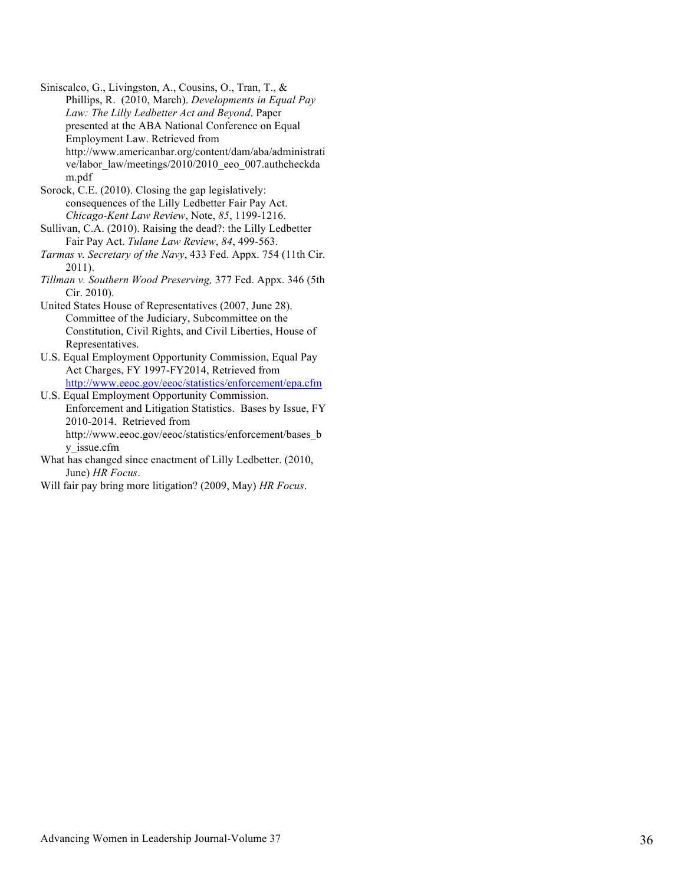Siniscalco, G., Livingston, A., Cousins, O., Tran, T., & Phillips, R. (2010, March). *Developments in Equal Pay Law: The Lilly Ledbetter Act and Beyond*. Paper presented at the ABA National Conference on Equal Employment Law. Retrieved from http://www.americanbar.org/content/dam/aba/administrative/labor_law/meetings/2010/2010_eeo_007.authcheckdam.pdf

Sorock, C.E. (2010). Closing the gap legislatively: consequences of the Lilly Ledbetter Fair Pay Act. *Chicago-Kent Law Review*, Note, *85*, 1199-1216.

Sullivan, C.A. (2010). Raising the dead?: the Lilly Ledbetter Fair Pay Act. *Tulane Law Review*, *84*, 499-563.

*Tarmas v. Secretary of the Navy*, 433 Fed. Appx. 754 (11th Cir. 2011).

*Tillman v. Southern Wood Preserving,* 377 Fed. Appx. 346 (5th Cir. 2010).

United States House of Representatives (2007, June 28). Committee of the Judiciary, Subcommittee on the Constitution, Civil Rights, and Civil Liberties, House of Representatives.

U.S. Equal Employment Opportunity Commission, Equal Pay Act Charges, FY 1997-FY2014, Retrieved from http://www.eeoc.gov/eeoc/statistics/enforcement/epa.cfm

U.S. Equal Employment Opportunity Commission. Enforcement and Litigation Statistics. Bases by Issue, FY 2010-2014. Retrieved from http://www.eeoc.gov/eeoc/statistics/enforcement/bases_by_issue.cfm

What has changed since enactment of Lilly Ledbetter. (2010, June) *HR Focus*.

Will fair pay bring more litigation? (2009, May) *HR Focus*.